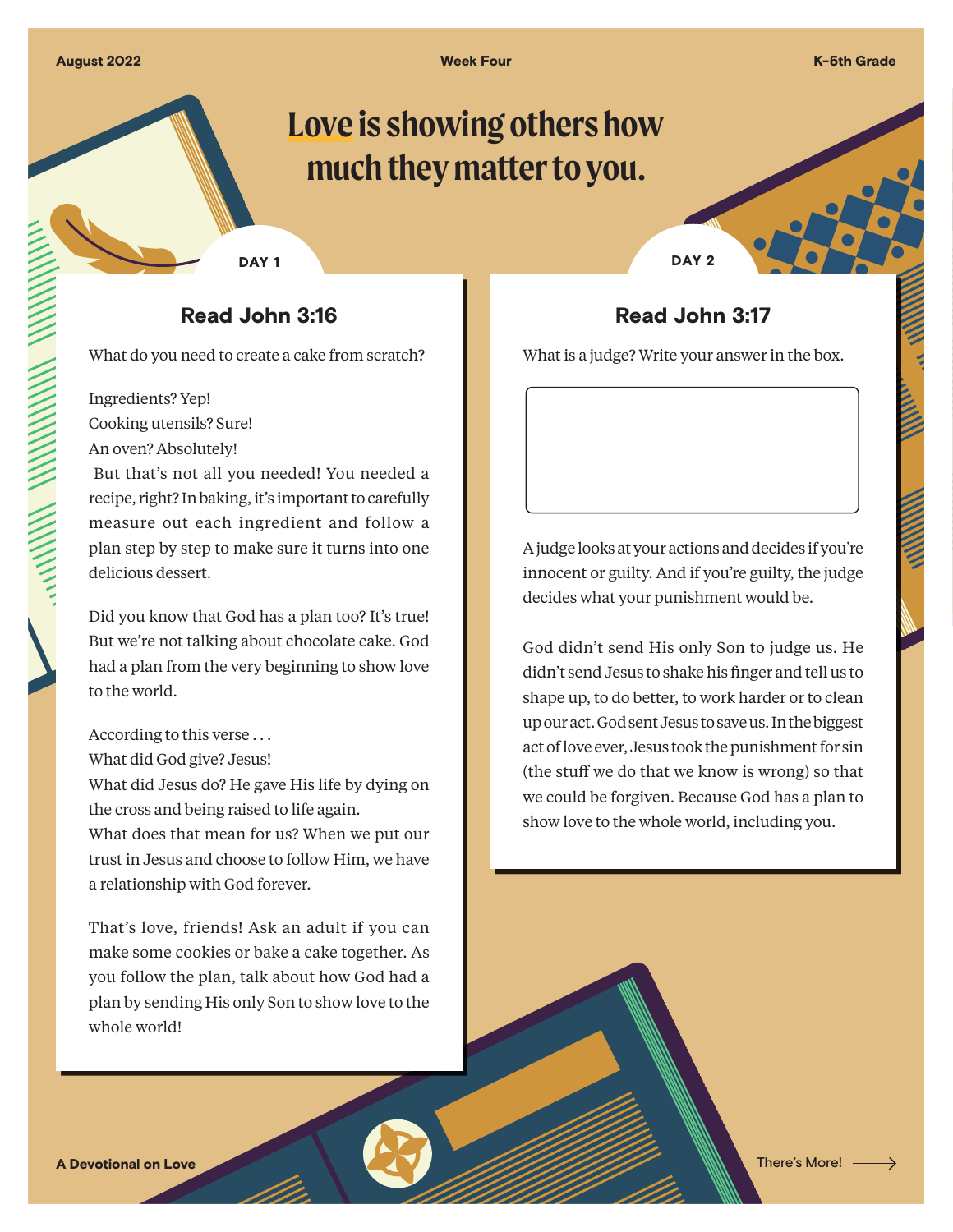August 2022 | Week Four | K-5th Grade

# Love is showing others how much they matter to you.

## DAY 1

### Read John 3:16

What do you need to create a cake from scratch?

Ingredients? Yep!
Cooking utensils? Sure!
An oven? Absolutely!
But that's not all you needed! You needed a recipe, right? In baking, it's important to carefully measure out each ingredient and follow a plan step by step to make sure it turns into one delicious dessert.

Did you know that God has a plan too? It's true! But we're not talking about chocolate cake. God had a plan from the very beginning to show love to the world.

According to this verse . . .
What did God give? Jesus!
What did Jesus do? He gave His life by dying on the cross and being raised to life again.
What does that mean for us? When we put our trust in Jesus and choose to follow Him, we have a relationship with God forever.

That's love, friends! Ask an adult if you can make some cookies or bake a cake together. As you follow the plan, talk about how God had a plan by sending His only Son to show love to the whole world!

## DAY 2

### Read John 3:17

What is a judge? Write your answer in the box.

A judge looks at your actions and decides if you're innocent or guilty. And if you're guilty, the judge decides what your punishment would be.

God didn't send His only Son to judge us. He didn't send Jesus to shake his finger and tell us to shape up, to do better, to work harder or to clean up our act. God sent Jesus to save us. In the biggest act of love ever, Jesus took the punishment for sin (the stuff we do that we know is wrong) so that we could be forgiven. Because God has a plan to show love to the whole world, including you.

A Devotional on Love

There's More!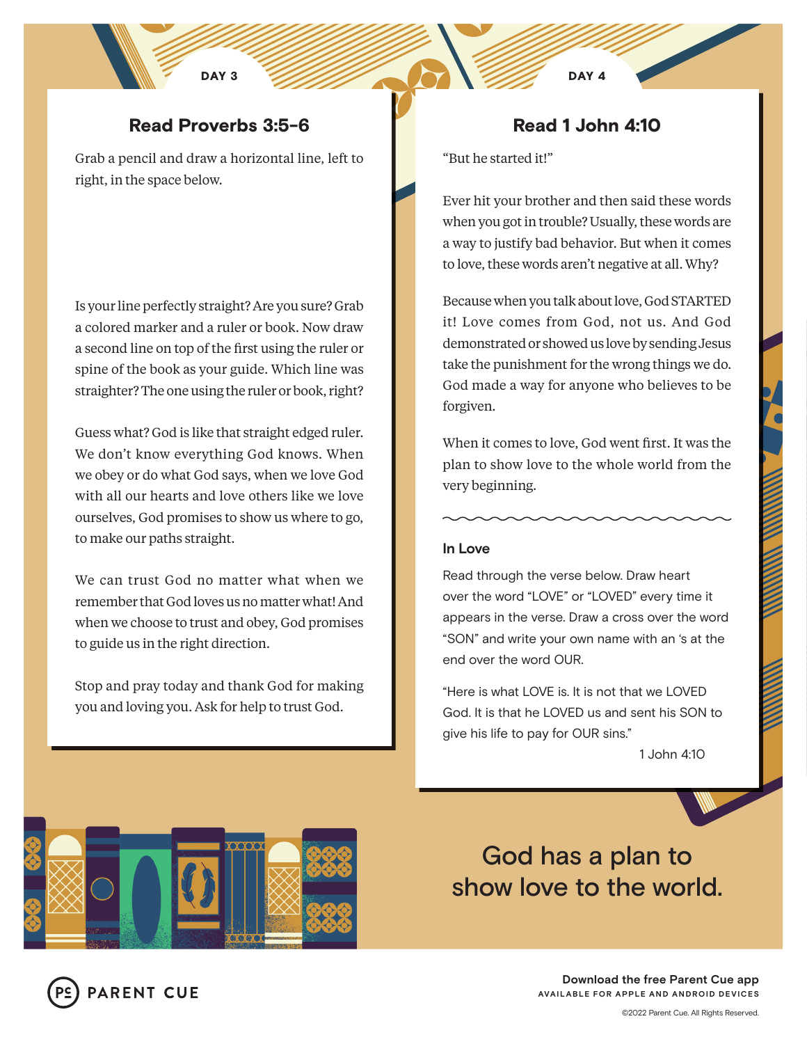## DAY 3

### Read Proverbs 3:5-6

Grab a pencil and draw a horizontal line, left to right, in the space below.

Is your line perfectly straight? Are you sure? Grab a colored marker and a ruler or book. Now draw a second line on top of the first using the ruler or spine of the book as your guide. Which line was straighter? The one using the ruler or book, right?

Guess what? God is like that straight edged ruler. We don't know everything God knows. When we obey or do what God says, when we love God with all our hearts and love others like we love ourselves, God promises to show us where to go, to make our paths straight.

We can trust God no matter what when we remember that God loves us no matter what! And when we choose to trust and obey, God promises to guide us in the right direction.

Stop and pray today and thank God for making you and loving you. Ask for help to trust God.

## DAY 4

### Read 1 John 4:10

"But he started it!"

Ever hit your brother and then said these words when you got in trouble? Usually, these words are a way to justify bad behavior. But when it comes to love, these words aren't negative at all. Why?

Because when you talk about love, God STARTED it! Love comes from God, not us. And God demonstrated or showed us love by sending Jesus take the punishment for the wrong things we do. God made a way for anyone who believes to be forgiven.

When it comes to love, God went first. It was the plan to show love to the whole world from the very beginning.

**In Love**

Read through the verse below. Draw heart over the word "LOVE" or "LOVED" every time it appears in the verse. Draw a cross over the word "SON" and write your own name with an 's at the end over the word OUR.

"Here is what LOVE is. It is not that we LOVED God. It is that he LOVED us and sent his SON to give his life to pay for OUR sins."

1 John 4:10

God has a plan to show love to the world.

PARENT CUE

Download the free Parent Cue app
AVAILABLE FOR APPLE AND ANDROID DEVICES

©2022 Parent Cue. All Rights Reserved.